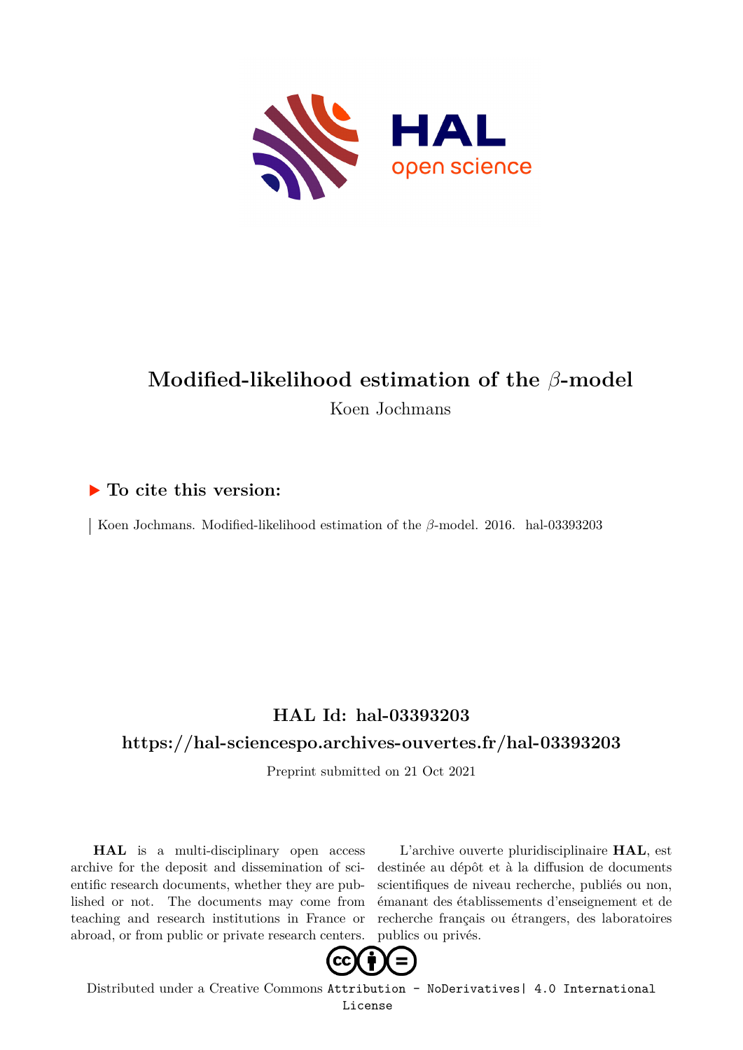# Modified-likelihood estimation of the $\beta$-model

Koen Jochmans

## ▶ To cite this version:

Koen Jochmans. Modified-likelihood estimation of the $\beta$-model. 2016. hal-03393203

## HAL Id: hal-03393203

## https://hal-sciencespo.archives-ouvertes.fr/hal-03393203

Preprint submitted on 21 Oct 2021

**HAL** is a multi-disciplinary open access archive for the deposit and dissemination of scientific research documents, whether they are published or not. The documents may come from teaching and research institutions in France or abroad, or from public or private research centers.

L'archive ouverte pluridisciplinaire **HAL**, est destinée au dépôt et à la diffusion de documents scientifiques de niveau recherche, publiés ou non, émanant des établissements d'enseignement et de recherche français ou étrangers, des laboratoires publics ou privés.

Distributed under a Creative Commons Attribution - NoDerivatives| 4.0 International License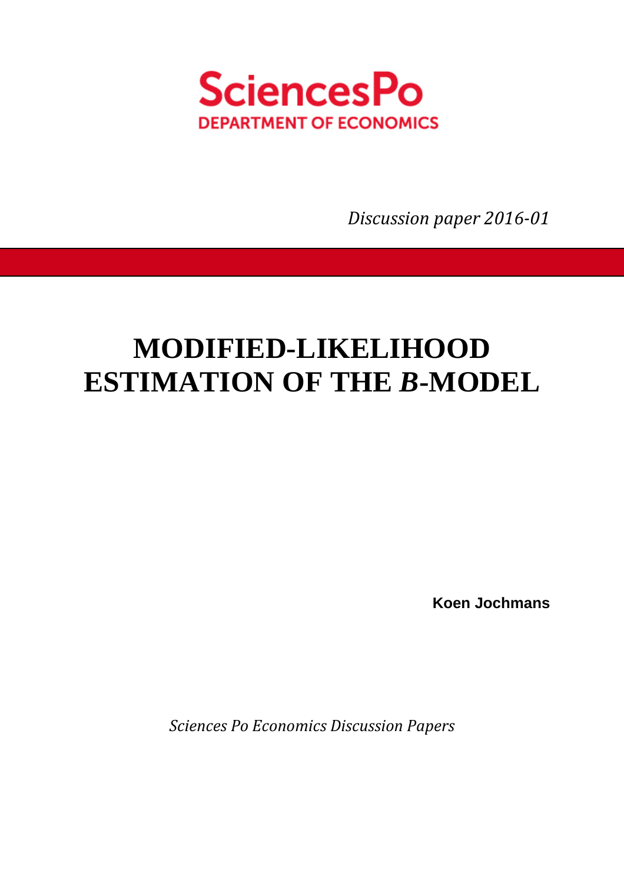SciencesPo

DEPARTMENT OF ECONOMICS

*Discussion paper 2016-01*

# MODIFIED-LIKELIHOOD ESTIMATION OF THE *B*-MODEL

**Koen Jochmans**

*Sciences Po Economics Discussion Papers*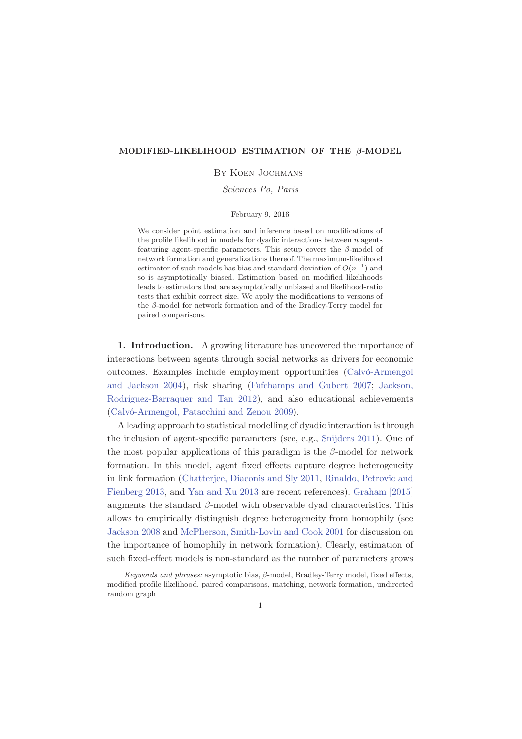**MODIFIED-LIKELIHOOD ESTIMATION OF THE $\beta$-MODEL**

By Koen Jochmans

*Sciences Po, Paris*

February 9, 2016

We consider point estimation and inference based on modifications of the profile likelihood in models for dyadic interactions between $n$ agents featuring agent-specific parameters. This setup covers the $\beta$-model of network formation and generalizations thereof. The maximum-likelihood estimator of such models has bias and standard deviation of $O(n^{-1})$ and so is asymptotically biased. Estimation based on modified likelihoods leads to estimators that are asymptotically unbiased and likelihood-ratio tests that exhibit correct size. We apply the modifications to versions of the $\beta$-model for network formation and of the Bradley-Terry model for paired comparisons.

**1. Introduction.** A growing literature has uncovered the importance of interactions between agents through social networks as drivers for economic outcomes. Examples include employment opportunities (Calvó-Armengol and Jackson 2004), risk sharing (Fafchamps and Gubert 2007; Jackson, Rodriguez-Barraquer and Tan 2012), and also educational achievements (Calvó-Armengol, Patacchini and Zenou 2009).

A leading approach to statistical modelling of dyadic interaction is through the inclusion of agent-specific parameters (see, e.g., Snijders 2011). One of the most popular applications of this paradigm is the $\beta$-model for network formation. In this model, agent fixed effects capture degree heterogeneity in link formation (Chatterjee, Diaconis and Sly 2011, Rinaldo, Petrovic and Fienberg 2013, and Yan and Xu 2013 are recent references). Graham [2015] augments the standard $\beta$-model with observable dyad characteristics. This allows to empirically distinguish degree heterogeneity from homophily (see Jackson 2008 and McPherson, Smith-Lovin and Cook 2001 for discussion on the importance of homophily in network formation). Clearly, estimation of such fixed-effect models is non-standard as the number of parameters grows

*Keywords and phrases:* asymptotic bias, $\beta$-model, Bradley-Terry model, fixed effects, modified profile likelihood, paired comparisons, matching, network formation, undirected random graph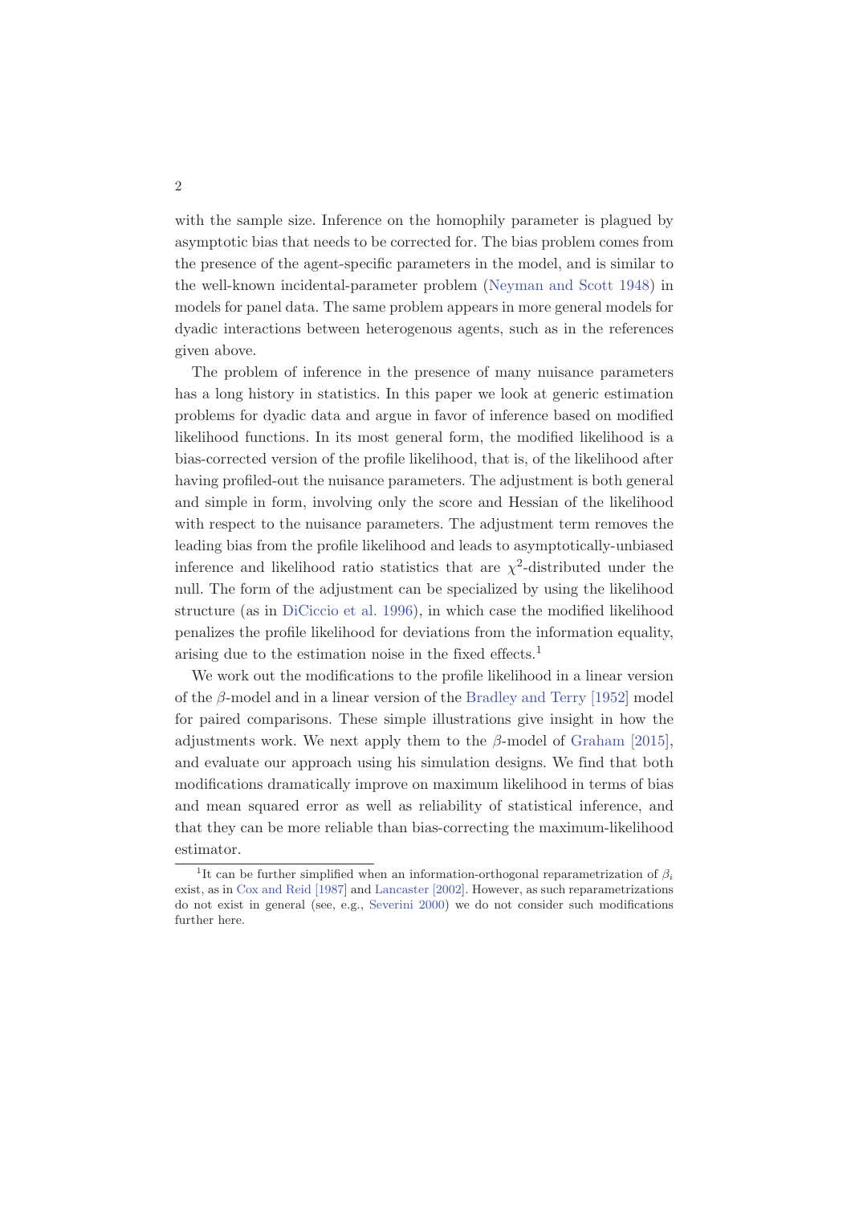with the sample size. Inference on the homophily parameter is plagued by asymptotic bias that needs to be corrected for. The bias problem comes from the presence of the agent-specific parameters in the model, and is similar to the well-known incidental-parameter problem (Neyman and Scott 1948) in models for panel data. The same problem appears in more general models for dyadic interactions between heterogenous agents, such as in the references given above.

The problem of inference in the presence of many nuisance parameters has a long history in statistics. In this paper we look at generic estimation problems for dyadic data and argue in favor of inference based on modified likelihood functions. In its most general form, the modified likelihood is a bias-corrected version of the profile likelihood, that is, of the likelihood after having profiled-out the nuisance parameters. The adjustment is both general and simple in form, involving only the score and Hessian of the likelihood with respect to the nuisance parameters. The adjustment term removes the leading bias from the profile likelihood and leads to asymptotically-unbiased inference and likelihood ratio statistics that are $\chi^2$-distributed under the null. The form of the adjustment can be specialized by using the likelihood structure (as in DiCiccio et al. 1996), in which case the modified likelihood penalizes the profile likelihood for deviations from the information equality, arising due to the estimation noise in the fixed effects.[1]

We work out the modifications to the profile likelihood in a linear version of the $\beta$-model and in a linear version of the Bradley and Terry [1952] model for paired comparisons. These simple illustrations give insight in how the adjustments work. We next apply them to the $\beta$-model of Graham [2015], and evaluate our approach using his simulation designs. We find that both modifications dramatically improve on maximum likelihood in terms of bias and mean squared error as well as reliability of statistical inference, and that they can be more reliable than bias-correcting the maximum-likelihood estimator.

[1] It can be further simplified when an information-orthogonal reparametrization of $\beta_i$ exist, as in Cox and Reid [1987] and Lancaster [2002]. However, as such reparametrizations do not exist in general (see, e.g., Severini 2000) we do not consider such modifications further here.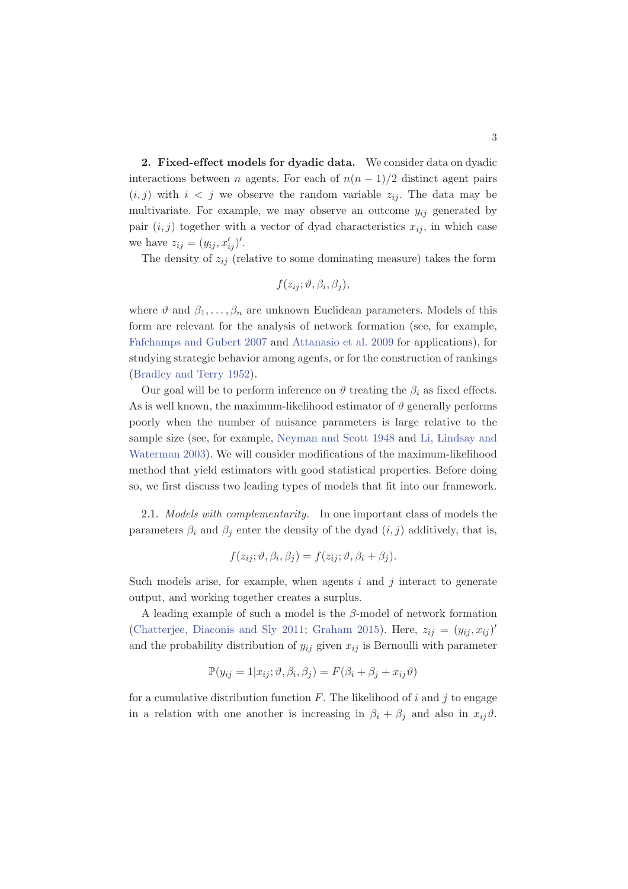**2. Fixed-effect models for dyadic data.** We consider data on dyadic interactions between $n$ agents. For each of $n(n-1)/2$ distinct agent pairs $(i,j)$ with $i < j$ we observe the random variable $z_{ij}$. The data may be multivariate. For example, we may observe an outcome $y_{ij}$ generated by pair $(i,j)$ together with a vector of dyad characteristics $x_{ij}$, in which case we have $z_{ij} = (y_{ij}, x'_{ij})'$.

The density of $z_{ij}$ (relative to some dominating measure) takes the form

$$f(z_{ij}; \vartheta, \beta_i, \beta_j),$$

where $\vartheta$ and $\beta_1, \ldots, \beta_n$ are unknown Euclidean parameters. Models of this form are relevant for the analysis of network formation (see, for example, Fafchamps and Gubert 2007 and Attanasio et al. 2009 for applications), for studying strategic behavior among agents, or for the construction of rankings (Bradley and Terry 1952).

Our goal will be to perform inference on $\vartheta$ treating the $\beta_i$ as fixed effects. As is well known, the maximum-likelihood estimator of $\vartheta$ generally performs poorly when the number of nuisance parameters is large relative to the sample size (see, for example, Neyman and Scott 1948 and Li, Lindsay and Waterman 2003). We will consider modifications of the maximum-likelihood method that yield estimators with good statistical properties. Before doing so, we first discuss two leading types of models that fit into our framework.

2.1. *Models with complementarity.* In one important class of models the parameters $\beta_i$ and $\beta_j$ enter the density of the dyad $(i,j)$ additively, that is,

$$f(z_{ij}; \vartheta, \beta_i, \beta_j) = f(z_{ij}; \vartheta, \beta_i + \beta_j).$$

Such models arise, for example, when agents $i$ and $j$ interact to generate output, and working together creates a surplus.

A leading example of such a model is the $\beta$-model of network formation (Chatterjee, Diaconis and Sly 2011; Graham 2015). Here, $z_{ij} = (y_{ij}, x_{ij})'$ and the probability distribution of $y_{ij}$ given $x_{ij}$ is Bernoulli with parameter

$$\mathbb{P}(y_{ij} = 1 | x_{ij}; \vartheta, \beta_i, \beta_j) = F(\beta_i + \beta_j + x_{ij}\vartheta)$$

for a cumulative distribution function $F$. The likelihood of $i$ and $j$ to engage in a relation with one another is increasing in $\beta_i + \beta_j$ and also in $x_{ij}\vartheta$.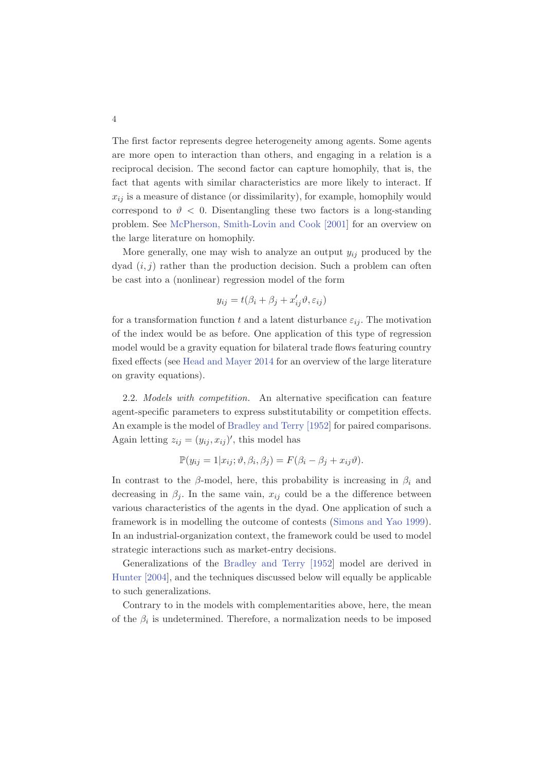The first factor represents degree heterogeneity among agents. Some agents are more open to interaction than others, and engaging in a relation is a reciprocal decision. The second factor can capture homophily, that is, the fact that agents with similar characteristics are more likely to interact. If $x_{ij}$ is a measure of distance (or dissimilarity), for example, homophily would correspond to $\vartheta < 0$. Disentangling these two factors is a long-standing problem. See McPherson, Smith-Lovin and Cook [2001] for an overview on the large literature on homophily.

More generally, one may wish to analyze an output $y_{ij}$ produced by the dyad $(i, j)$ rather than the production decision. Such a problem can often be cast into a (nonlinear) regression model of the form

$$y_{ij} = t(\beta_i + \beta_j + x_{ij}'\vartheta, \varepsilon_{ij})$$

for a transformation function $t$ and a latent disturbance $\varepsilon_{ij}$. The motivation of the index would be as before. One application of this type of regression model would be a gravity equation for bilateral trade flows featuring country fixed effects (see Head and Mayer 2014 for an overview of the large literature on gravity equations).

2.2. *Models with competition.* An alternative specification can feature agent-specific parameters to express substitutability or competition effects. An example is the model of Bradley and Terry [1952] for paired comparisons. Again letting $z_{ij} = (y_{ij}, x_{ij})'$, this model has

$$\mathbb{P}(y_{ij} = 1 | x_{ij}; \vartheta, \beta_i, \beta_j) = F(\beta_i - \beta_j + x_{ij}\vartheta).$$

In contrast to the $\beta$-model, here, this probability is increasing in $\beta_i$ and decreasing in $\beta_j$. In the same vain, $x_{ij}$ could be a the difference between various characteristics of the agents in the dyad. One application of such a framework is in modelling the outcome of contests (Simons and Yao 1999). In an industrial-organization context, the framework could be used to model strategic interactions such as market-entry decisions.

Generalizations of the Bradley and Terry [1952] model are derived in Hunter [2004], and the techniques discussed below will equally be applicable to such generalizations.

Contrary to in the models with complementarities above, here, the mean of the $\beta_i$ is undetermined. Therefore, a normalization needs to be imposed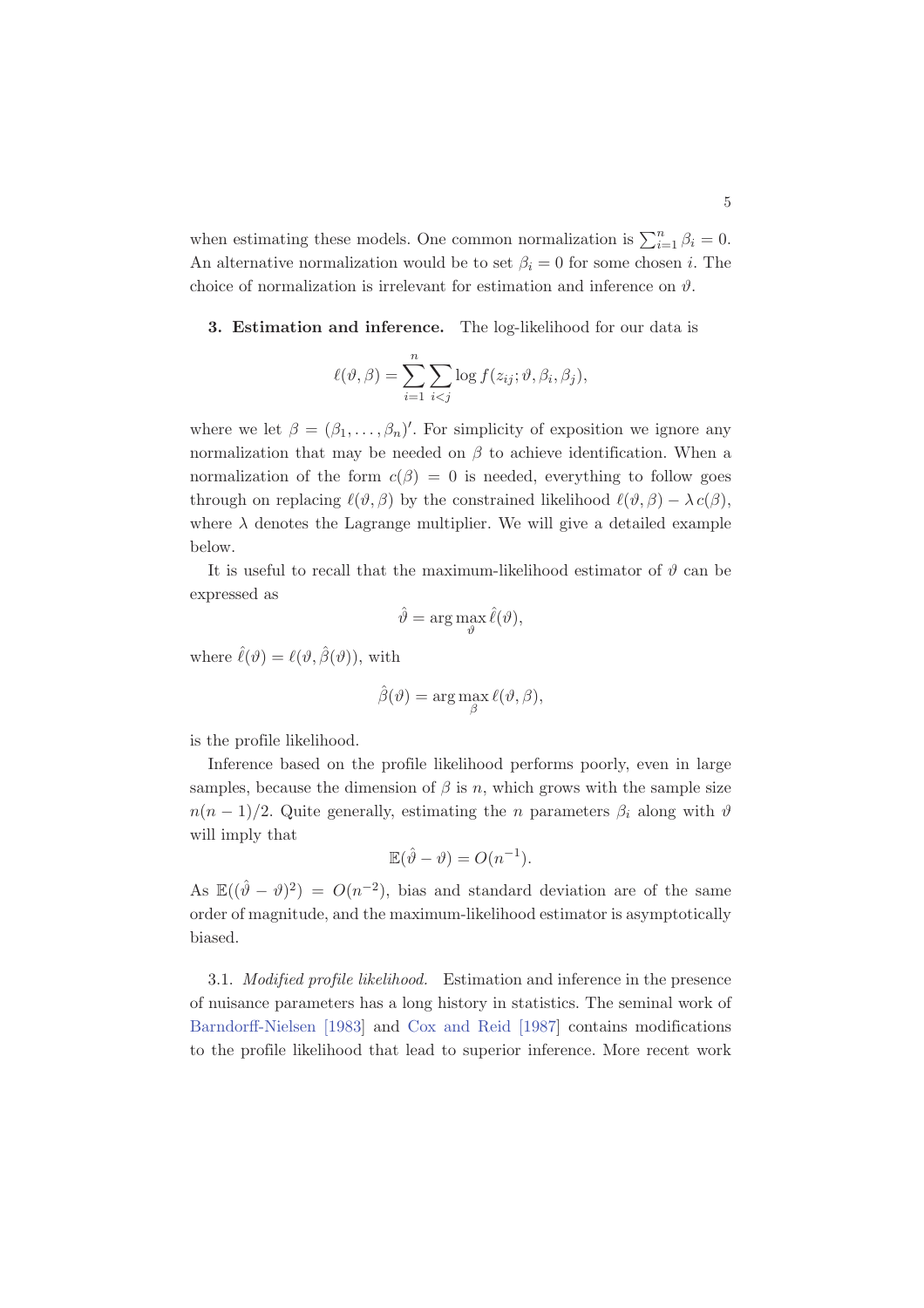when estimating these models. One common normalization is $\sum_{i=1}^{n} \beta_i = 0$. An alternative normalization would be to set $\beta_i = 0$ for some chosen $i$. The choice of normalization is irrelevant for estimation and inference on $\vartheta$.

## 3. Estimation and inference.

The log-likelihood for our data is

$$\ell(\vartheta, \beta) = \sum_{i=1}^{n} \sum_{i<j} \log f(z_{ij}; \vartheta, \beta_i, \beta_j),$$

where we let $\beta = (\beta_1, \ldots, \beta_n)'$. For simplicity of exposition we ignore any normalization that may be needed on $\beta$ to achieve identification. When a normalization of the form $c(\beta) = 0$ is needed, everything to follow goes through on replacing $\ell(\vartheta, \beta)$ by the constrained likelihood $\ell(\vartheta, \beta) - \lambda\, c(\beta)$, where $\lambda$ denotes the Lagrange multiplier. We will give a detailed example below.

It is useful to recall that the maximum-likelihood estimator of $\vartheta$ can be expressed as

$$\hat{\vartheta} = \arg\max_{\vartheta} \hat{\ell}(\vartheta),$$

where $\hat{\ell}(\vartheta) = \ell(\vartheta, \hat{\beta}(\vartheta))$, with

$$\hat{\beta}(\vartheta) = \arg\max_{\beta} \ell(\vartheta, \beta),$$

is the profile likelihood.

Inference based on the profile likelihood performs poorly, even in large samples, because the dimension of $\beta$ is $n$, which grows with the sample size $n(n-1)/2$. Quite generally, estimating the $n$ parameters $\beta_i$ along with $\vartheta$ will imply that

$$\mathbb{E}(\hat{\vartheta} - \vartheta) = O(n^{-1}).$$

As $\mathbb{E}((\hat{\vartheta} - \vartheta)^2) = O(n^{-2})$, bias and standard deviation are of the same order of magnitude, and the maximum-likelihood estimator is asymptotically biased.

### 3.1. *Modified profile likelihood.*

Estimation and inference in the presence of nuisance parameters has a long history in statistics. The seminal work of Barndorff-Nielsen [1983] and Cox and Reid [1987] contains modifications to the profile likelihood that lead to superior inference. More recent work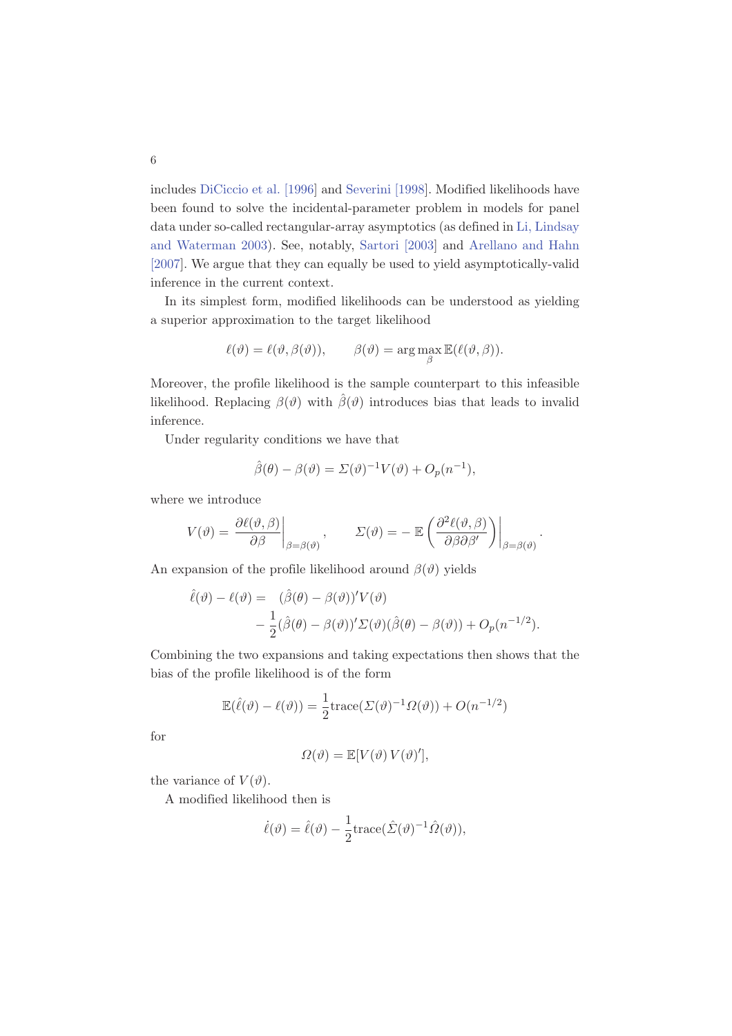includes DiCiccio et al. [1996] and Severini [1998]. Modified likelihoods have been found to solve the incidental-parameter problem in models for panel data under so-called rectangular-array asymptotics (as defined in Li, Lindsay and Waterman 2003). See, notably, Sartori [2003] and Arellano and Hahn [2007]. We argue that they can equally be used to yield asymptotically-valid inference in the current context.

In its simplest form, modified likelihoods can be understood as yielding a superior approximation to the target likelihood

$$\ell(\vartheta) = \ell(\vartheta, \beta(\vartheta)), \qquad \beta(\vartheta) = \arg\max_{\beta} \mathbb{E}(\ell(\vartheta, \beta)).$$

Moreover, the profile likelihood is the sample counterpart to this infeasible likelihood. Replacing $\beta(\vartheta)$ with $\hat{\beta}(\vartheta)$ introduces bias that leads to invalid inference.

Under regularity conditions we have that

$$\hat{\beta}(\theta) - \beta(\vartheta) = \Sigma(\vartheta)^{-1} V(\vartheta) + O_p(n^{-1}),$$

where we introduce

$$V(\vartheta) = \left.\frac{\partial \ell(\vartheta, \beta)}{\partial \beta}\right|_{\beta=\beta(\vartheta)}, \qquad \Sigma(\vartheta) = -\left.\mathbb{E}\left(\frac{\partial^2 \ell(\vartheta, \beta)}{\partial \beta \partial \beta'}\right)\right|_{\beta=\beta(\vartheta)}.$$

An expansion of the profile likelihood around $\beta(\vartheta)$ yields

$$\begin{aligned}\hat{\ell}(\vartheta) - \ell(\vartheta) = \; & (\hat{\beta}(\theta) - \beta(\vartheta))' V(\vartheta) \\ & - \frac{1}{2}(\hat{\beta}(\theta) - \beta(\vartheta))' \Sigma(\vartheta)(\hat{\beta}(\theta) - \beta(\vartheta)) + O_p(n^{-1/2}).\end{aligned}$$

Combining the two expansions and taking expectations then shows that the bias of the profile likelihood is of the form

$$\mathbb{E}(\hat{\ell}(\vartheta) - \ell(\vartheta)) = \frac{1}{2}\text{trace}(\Sigma(\vartheta)^{-1} \Omega(\vartheta)) + O(n^{-1/2})$$

for

$$\Omega(\vartheta) = \mathbb{E}[V(\vartheta)\, V(\vartheta)'],$$

the variance of $V(\vartheta)$.

A modified likelihood then is

$$\dot{\ell}(\vartheta) = \hat{\ell}(\vartheta) - \frac{1}{2}\text{trace}(\hat{\Sigma}(\vartheta)^{-1} \hat{\Omega}(\vartheta)),$$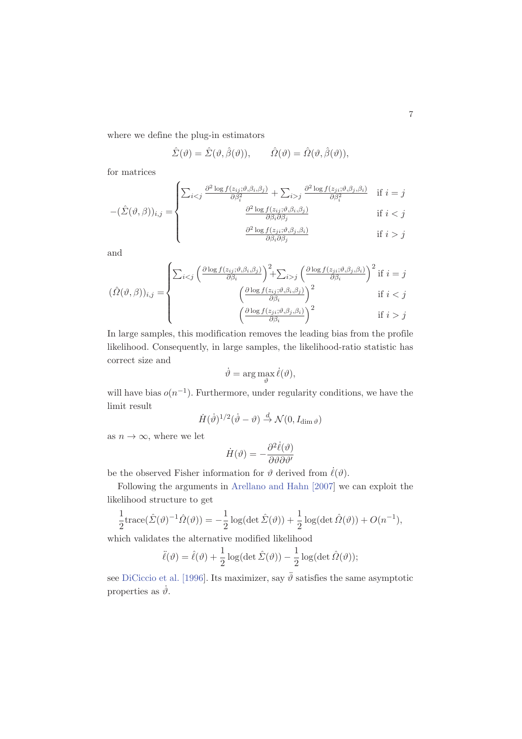where we define the plug-in estimators

$$\hat{\Sigma}(\vartheta) = \hat{\Sigma}(\vartheta, \hat{\beta}(\vartheta)), \qquad \hat{\Omega}(\vartheta) = \hat{\Omega}(\vartheta, \hat{\beta}(\vartheta)),$$

for matrices

$$-(\hat{\Sigma}(\vartheta, \beta))_{i,j} = \begin{cases} \sum_{i<j} \frac{\partial^2 \log f(z_{ij};\vartheta,\beta_i,\beta_j)}{\partial \beta_i^2} + \sum_{i>j} \frac{\partial^2 \log f(z_{ji};\vartheta,\beta_j,\beta_i)}{\partial \beta_i^2} & \text{if } i = j \\ \frac{\partial^2 \log f(z_{ij};\vartheta,\beta_i,\beta_j)}{\partial \beta_i \partial \beta_j} & \text{if } i < j \\ \frac{\partial^2 \log f(z_{ji};\vartheta,\beta_j,\beta_i)}{\partial \beta_i \partial \beta_j} & \text{if } i > j \end{cases}$$

and

$$(\hat{\Omega}(\vartheta, \beta))_{i,j} = \begin{cases} \sum_{i<j} \left(\frac{\partial \log f(z_{ij};\vartheta,\beta_i,\beta_j)}{\partial \beta_i}\right)^2 + \sum_{i>j} \left(\frac{\partial \log f(z_{ji};\vartheta,\beta_j,\beta_i)}{\partial \beta_i}\right)^2 & \text{if } i = j \\ \left(\frac{\partial \log f(z_{ij};\vartheta,\beta_i,\beta_j)}{\partial \beta_i}\right)^2 & \text{if } i < j \\ \left(\frac{\partial \log f(z_{ji};\vartheta,\beta_j,\beta_i)}{\partial \beta_i}\right)^2 & \text{if } i > j \end{cases}$$

In large samples, this modification removes the leading bias from the profile likelihood. Consequently, in large samples, the likelihood-ratio statistic has correct size and

$$\dot{\vartheta} = \arg\max_{\vartheta} \dot{\ell}(\vartheta),$$

will have bias $o(n^{-1})$. Furthermore, under regularity conditions, we have the limit result

$$\dot{H}(\dot{\vartheta})^{1/2}(\dot{\vartheta} - \vartheta) \xrightarrow{d} \mathcal{N}(0, I_{\dim \vartheta})$$

as $n \to \infty$, where we let

$$\dot{H}(\vartheta) = -\frac{\partial^2 \dot{\ell}(\vartheta)}{\partial \vartheta \partial \vartheta'}$$

be the observed Fisher information for $\vartheta$ derived from $\dot{\ell}(\vartheta)$.

Following the arguments in Arellano and Hahn [2007] we can exploit the likelihood structure to get

$$\frac{1}{2}\text{trace}(\hat{\Sigma}(\vartheta)^{-1}\hat{\Omega}(\vartheta)) = -\frac{1}{2}\log(\det \hat{\Sigma}(\vartheta)) + \frac{1}{2}\log(\det \hat{\Omega}(\vartheta)) + O(n^{-1}),$$

which validates the alternative modified likelihood

$$\ddot{\ell}(\vartheta) = \hat{\ell}(\vartheta) + \frac{1}{2}\log(\det \hat{\Sigma}(\vartheta)) - \frac{1}{2}\log(\det \hat{\Omega}(\vartheta));$$

see DiCiccio et al. [1996]. Its maximizer, say $\ddot{\vartheta}$ satisfies the same asymptotic properties as $\dot{\vartheta}$.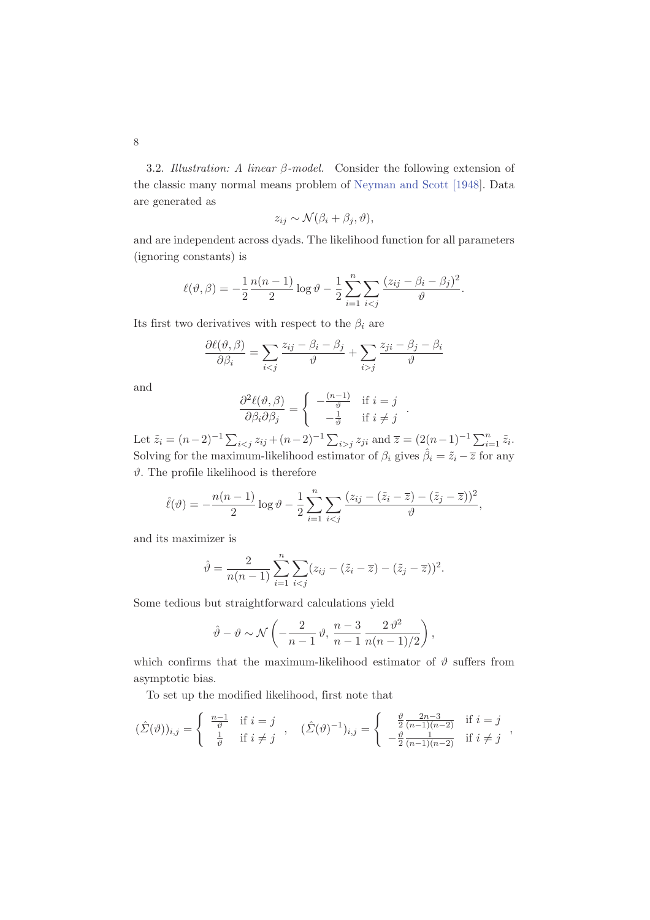3.2. *Illustration: A linear $\beta$-model.* Consider the following extension of the classic many normal means problem of Neyman and Scott [1948]. Data are generated as

$$z_{ij} \sim \mathcal{N}(\beta_i + \beta_j, \vartheta),$$

and are independent across dyads. The likelihood function for all parameters (ignoring constants) is

$$\ell(\vartheta, \beta) = -\frac{1}{2}\frac{n(n-1)}{2}\log\vartheta - \frac{1}{2}\sum_{i=1}^{n}\sum_{i<j}\frac{(z_{ij}-\beta_i-\beta_j)^2}{\vartheta}.$$

Its first two derivatives with respect to the $\beta_i$ are

$$\frac{\partial \ell(\vartheta,\beta)}{\partial \beta_i} = \sum_{i<j}\frac{z_{ij}-\beta_i-\beta_j}{\vartheta} + \sum_{i>j}\frac{z_{ji}-\beta_j-\beta_i}{\vartheta}$$

and

$$\frac{\partial^2 \ell(\vartheta,\beta)}{\partial \beta_i \partial \beta_j} = \begin{cases} -\frac{(n-1)}{\vartheta} & \text{if } i=j \\ -\frac{1}{\vartheta} & \text{if } i \neq j \end{cases}.$$

Let $\tilde{z}_i = (n-2)^{-1}\sum_{i<j} z_{ij} + (n-2)^{-1}\sum_{i>j} z_{ji}$ and $\overline{z} = (2(n-1)^{-1}\sum_{i=1}^{n}\tilde{z}_i$. Solving for the maximum-likelihood estimator of $\beta_i$ gives $\hat{\beta}_i = \tilde{z}_i - \overline{z}$ for any $\vartheta$. The profile likelihood is therefore

$$\hat{\ell}(\vartheta) = -\frac{n(n-1)}{2}\log\vartheta - \frac{1}{2}\sum_{i=1}^{n}\sum_{i<j}\frac{(z_{ij}-(\tilde{z}_i-\overline{z})-(\tilde{z}_j-\overline{z}))^2}{\vartheta},$$

and its maximizer is

$$\hat{\vartheta} = \frac{2}{n(n-1)}\sum_{i=1}^{n}\sum_{i<j}(z_{ij}-(\tilde{z}_i-\overline{z})-(\tilde{z}_j-\overline{z}))^2.$$

Some tedious but straightforward calculations yield

$$\hat{\vartheta} - \vartheta \sim \mathcal{N}\left(-\frac{2}{n-1}\,\vartheta,\, \frac{n-3}{n-1}\,\frac{2\,\vartheta^2}{n(n-1)/2}\right),$$

which confirms that the maximum-likelihood estimator of $\vartheta$ suffers from asymptotic bias.

To set up the modified likelihood, first note that

$$(\hat{\Sigma}(\vartheta))_{i,j} = \begin{cases} \frac{n-1}{\vartheta} & \text{if } i=j \\ \frac{1}{\vartheta} & \text{if } i \neq j \end{cases}, \quad (\hat{\Sigma}(\vartheta)^{-1})_{i,j} = \begin{cases} \frac{\vartheta}{2}\frac{2n-3}{(n-1)(n-2)} & \text{if } i=j \\ -\frac{\vartheta}{2}\frac{1}{(n-1)(n-2)} & \text{if } i \neq j \end{cases},$$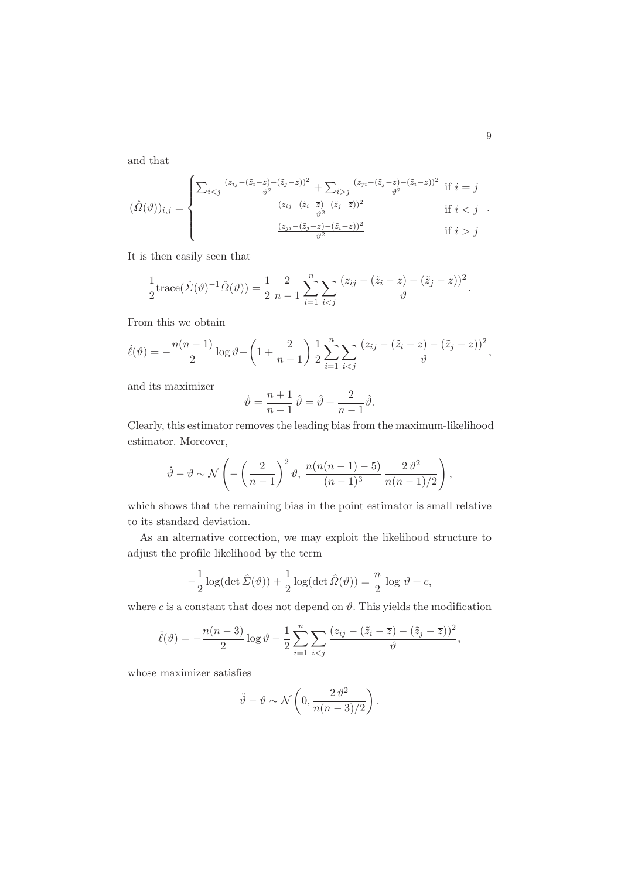and that

$$
(\hat{\Omega}(\vartheta))_{i,j} = \begin{cases} \sum_{i<j} \frac{(z_{ij}-(\tilde{z}_i-\overline{z})-(\tilde{z}_j-\overline{z}))^2}{\vartheta^2} + \sum_{i>j} \frac{(z_{ji}-(\tilde{z}_j-\overline{z})-(\tilde{z}_i-\overline{z}))^2}{\vartheta^2} & \text{if } i=j \\ \frac{(z_{ij}-(\tilde{z}_i-\overline{z})-(\tilde{z}_j-\overline{z}))^2}{\vartheta^2} & \text{if } i<j \\ \frac{(z_{ji}-(\tilde{z}_j-\overline{z})-(\tilde{z}_i-\overline{z}))^2}{\vartheta^2} & \text{if } i>j \end{cases}.
$$

It is then easily seen that

$$
\frac{1}{2}\text{trace}(\hat{\Sigma}(\vartheta)^{-1}\hat{\Omega}(\vartheta)) = \frac{1}{2}\,\frac{2}{n-1}\sum_{i=1}^{n}\sum_{i<j}\frac{(z_{ij}-(\tilde{z}_i-\overline{z})-(\tilde{z}_j-\overline{z}))^2}{\vartheta}.
$$

From this we obtain

$$
\dot{\ell}(\vartheta) = -\frac{n(n-1)}{2}\log\vartheta - \left(1+\frac{2}{n-1}\right)\frac{1}{2}\sum_{i=1}^{n}\sum_{i<j}\frac{(z_{ij}-(\tilde{z}_i-\overline{z})-(\tilde{z}_j-\overline{z}))^2}{\vartheta},
$$

and its maximizer

$$
\dot{\vartheta} = \frac{n+1}{n-1}\,\hat{\vartheta} = \hat{\vartheta} + \frac{2}{n-1}\hat{\vartheta}.
$$

Clearly, this estimator removes the leading bias from the maximum-likelihood estimator. Moreover,

$$
\dot{\vartheta} - \vartheta \sim \mathcal{N}\left(-\left(\frac{2}{n-1}\right)^2\vartheta,\; \frac{n(n(n-1)-5)}{(n-1)^3}\,\frac{2\,\vartheta^2}{n(n-1)/2}\right),
$$

which shows that the remaining bias in the point estimator is small relative to its standard deviation.

As an alternative correction, we may exploit the likelihood structure to adjust the profile likelihood by the term

$$
-\frac{1}{2}\log(\det\hat{\Sigma}(\vartheta)) + \frac{1}{2}\log(\det\hat{\Omega}(\vartheta)) = \frac{n}{2}\,\log\,\vartheta + c,
$$

where $c$ is a constant that does not depend on $\vartheta$. This yields the modification

$$
\ddot{\ell}(\vartheta) = -\frac{n(n-3)}{2}\log\vartheta - \frac{1}{2}\sum_{i=1}^{n}\sum_{i<j}\frac{(z_{ij}-(\tilde{z}_i-\overline{z})-(\tilde{z}_j-\overline{z}))^2}{\vartheta},
$$

whose maximizer satisfies

$$
\ddot{\vartheta} - \vartheta \sim \mathcal{N}\left(0, \frac{2\,\vartheta^2}{n(n-3)/2}\right).
$$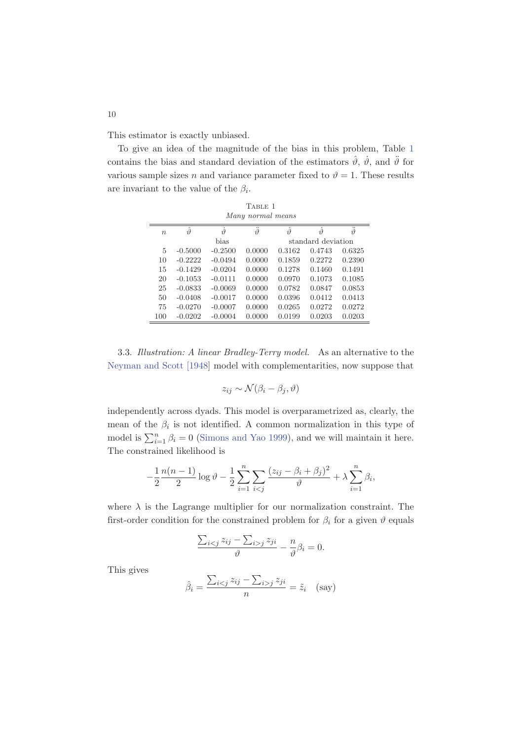This estimator is exactly unbiased.

To give an idea of the magnitude of the bias in this problem, Table 1 contains the bias and standard deviation of the estimators $\hat{\vartheta}$, $\dot{\vartheta}$, and $\ddot{\vartheta}$ for various sample sizes $n$ and variance parameter fixed to $\vartheta = 1$. These results are invariant to the value of the $\beta_i$.

Table 1
*Many normal means*

| $n$ | $\hat{\vartheta}$ | $\dot{\vartheta}$ | $\ddot{\vartheta}$ | $\hat{\vartheta}$ | $\dot{\vartheta}$ | $\ddot{\vartheta}$ |
|---|---|---|---|---|---|---|
| | | bias | | | standard deviation | |
| 5 | -0.5000 | -0.2500 | 0.0000 | 0.3162 | 0.4743 | 0.6325 |
| 10 | -0.2222 | -0.0494 | 0.0000 | 0.1859 | 0.2272 | 0.2390 |
| 15 | -0.1429 | -0.0204 | 0.0000 | 0.1278 | 0.1460 | 0.1491 |
| 20 | -0.1053 | -0.0111 | 0.0000 | 0.0970 | 0.1073 | 0.1085 |
| 25 | -0.0833 | -0.0069 | 0.0000 | 0.0782 | 0.0847 | 0.0853 |
| 50 | -0.0408 | -0.0017 | 0.0000 | 0.0396 | 0.0412 | 0.0413 |
| 75 | -0.0270 | -0.0007 | 0.0000 | 0.0265 | 0.0272 | 0.0272 |
| 100 | -0.0202 | -0.0004 | 0.0000 | 0.0199 | 0.0203 | 0.0203 |

3.3. *Illustration: A linear Bradley-Terry model.* As an alternative to the Neyman and Scott [1948] model with complementarities, now suppose that

$$z_{ij} \sim \mathcal{N}(\beta_i - \beta_j, \vartheta)$$

independently across dyads. This model is overparametrized as, clearly, the mean of the $\beta_i$ is not identified. A common normalization in this type of model is $\sum_{i=1}^n \beta_i = 0$ (Simons and Yao 1999), and we will maintain it here. The constrained likelihood is

$$-\frac{1}{2}\frac{n(n-1)}{2}\log\vartheta - \frac{1}{2}\sum_{i=1}^n \sum_{i<j} \frac{(z_{ij} - \beta_i + \beta_j)^2}{\vartheta} + \lambda \sum_{i=1}^n \beta_i,$$

where $\lambda$ is the Lagrange multiplier for our normalization constraint. The first-order condition for the constrained problem for $\beta_i$ for a given $\vartheta$ equals

$$\frac{\sum_{i<j} z_{ij} - \sum_{i>j} z_{ji}}{\vartheta} - \frac{n}{\vartheta}\beta_i = 0.$$

This gives

$$\hat{\beta}_i = \frac{\sum_{i<j} z_{ij} - \sum_{i>j} z_{ji}}{n} = \tilde{z}_i \quad \text{(say)}$$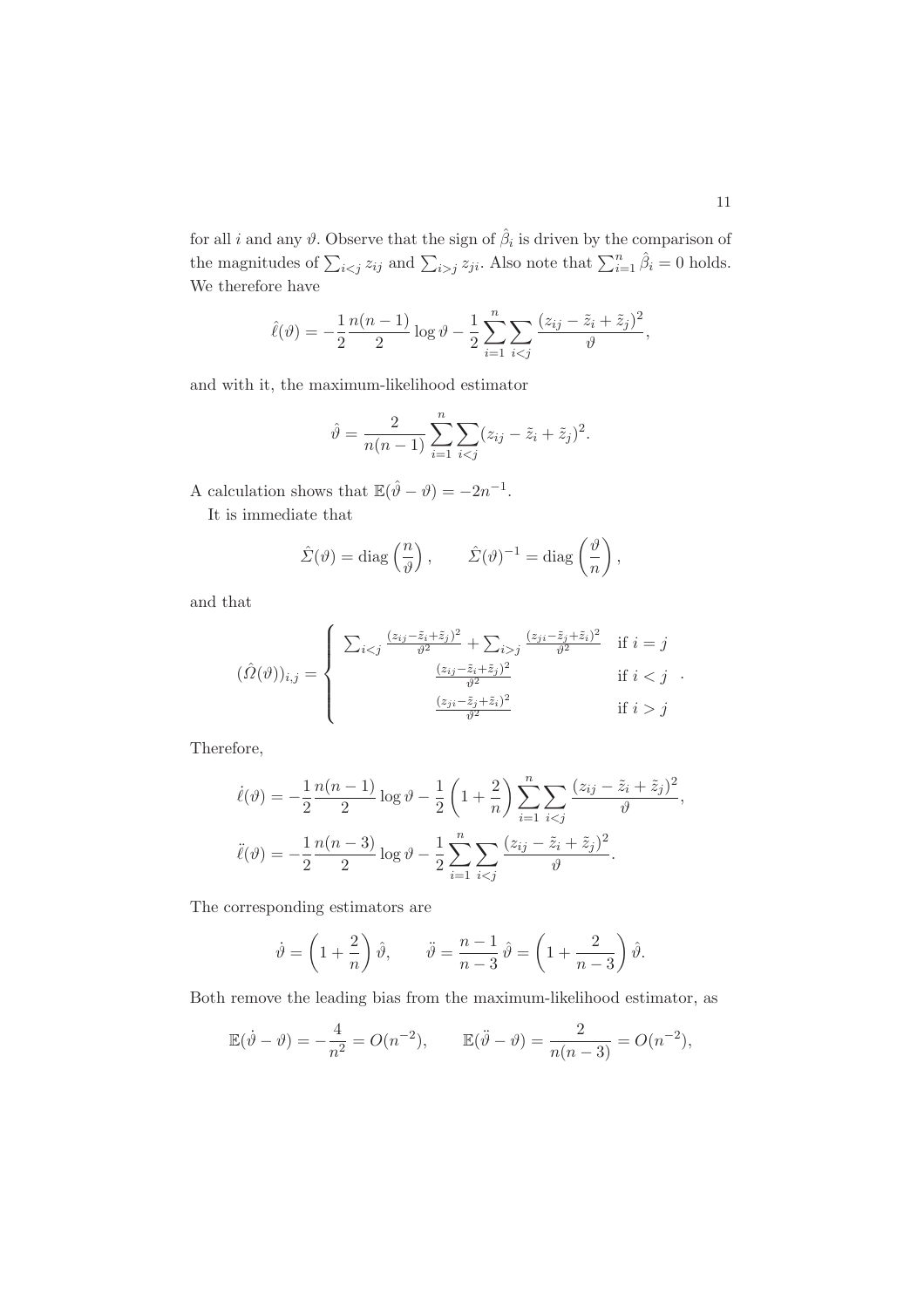for all $i$ and any $\vartheta$. Observe that the sign of $\hat{\beta}_i$ is driven by the comparison of the magnitudes of $\sum_{i<j} z_{ij}$ and $\sum_{i>j} z_{ji}$. Also note that $\sum_{i=1}^{n} \hat{\beta}_i = 0$ holds. We therefore have

$$\hat{\ell}(\vartheta) = -\frac{1}{2}\frac{n(n-1)}{2}\log\vartheta - \frac{1}{2}\sum_{i=1}^{n}\sum_{i<j}\frac{(z_{ij}-\tilde{z}_i+\tilde{z}_j)^2}{\vartheta},$$

and with it, the maximum-likelihood estimator

$$\hat{\vartheta} = \frac{2}{n(n-1)}\sum_{i=1}^{n}\sum_{i<j}(z_{ij}-\tilde{z}_i+\tilde{z}_j)^2.$$

A calculation shows that $\mathbb{E}(\hat{\vartheta}-\vartheta) = -2n^{-1}$.

It is immediate that

$$\hat{\Sigma}(\vartheta) = \operatorname{diag}\left(\frac{n}{\vartheta}\right), \qquad \hat{\Sigma}(\vartheta)^{-1} = \operatorname{diag}\left(\frac{\vartheta}{n}\right),$$

and that

$$(\hat{\Omega}(\vartheta))_{i,j} = \begin{cases} \sum_{i<j}\frac{(z_{ij}-\tilde{z}_i+\tilde{z}_j)^2}{\vartheta^2} + \sum_{i>j}\frac{(z_{ji}-\tilde{z}_j+\tilde{z}_i)^2}{\vartheta^2} & \text{if } i=j \\ \frac{(z_{ij}-\tilde{z}_i+\tilde{z}_j)^2}{\vartheta^2} & \text{if } i<j \\ \frac{(z_{ji}-\tilde{z}_j+\tilde{z}_i)^2}{\vartheta^2} & \text{if } i>j \end{cases}.$$

Therefore,

$$\dot{\ell}(\vartheta) = -\frac{1}{2}\frac{n(n-1)}{2}\log\vartheta - \frac{1}{2}\left(1+\frac{2}{n}\right)\sum_{i=1}^{n}\sum_{i<j}\frac{(z_{ij}-\tilde{z}_i+\tilde{z}_j)^2}{\vartheta},$$

$$\ddot{\ell}(\vartheta) = -\frac{1}{2}\frac{n(n-3)}{2}\log\vartheta - \frac{1}{2}\sum_{i=1}^{n}\sum_{i<j}\frac{(z_{ij}-\tilde{z}_i+\tilde{z}_j)^2}{\vartheta}.$$

The corresponding estimators are

$$\dot{\vartheta} = \left(1+\frac{2}{n}\right)\hat{\vartheta}, \qquad \ddot{\vartheta} = \frac{n-1}{n-3}\,\hat{\vartheta} = \left(1+\frac{2}{n-3}\right)\hat{\vartheta}.$$

Both remove the leading bias from the maximum-likelihood estimator, as

$$\mathbb{E}(\dot{\vartheta}-\vartheta) = -\frac{4}{n^2} = O(n^{-2}), \qquad \mathbb{E}(\ddot{\vartheta}-\vartheta) = \frac{2}{n(n-3)} = O(n^{-2}),$$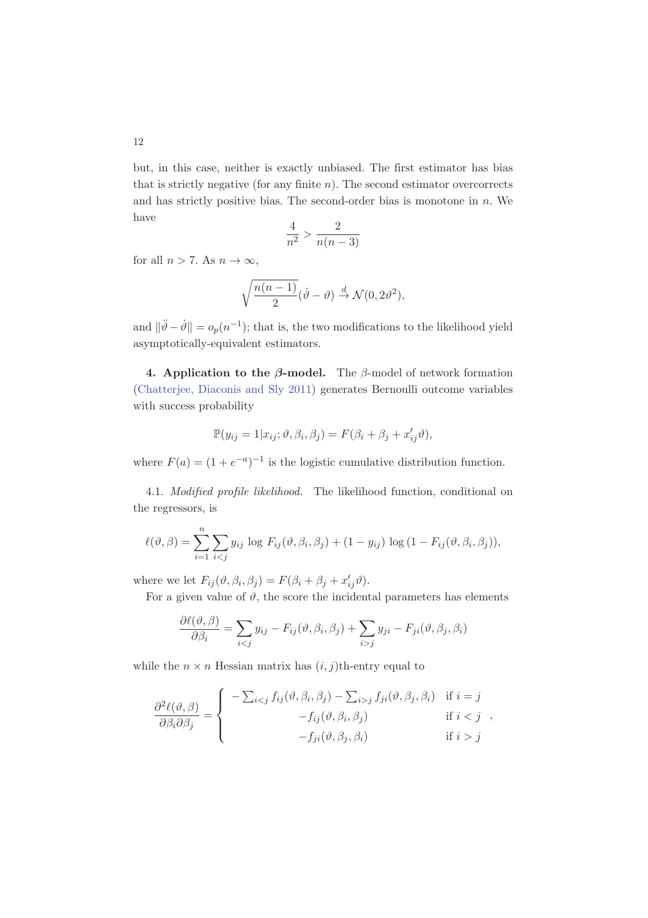but, in this case, neither is exactly unbiased. The first estimator has bias that is strictly negative (for any finite $n$). The second estimator overcorrects and has strictly positive bias. The second-order bias is monotone in $n$. We have

$$\frac{4}{n^2} > \frac{2}{n(n-3)}$$

for all $n > 7$. As $n \to \infty$,

$$\sqrt{\frac{n(n-1)}{2}}(\dot{\vartheta} - \vartheta) \xrightarrow{d} \mathcal{N}(0, 2\vartheta^2),$$

and $\|\ddot{\vartheta} - \dot{\vartheta}\| = o_p(n^{-1})$; that is, the two modifications to the likelihood yield asymptotically-equivalent estimators.

## 4. Application to the $\beta$-model.

The $\beta$-model of network formation (Chatterjee, Diaconis and Sly 2011) generates Bernoulli outcome variables with success probability

$$\mathbb{P}(y_{ij} = 1 | x_{ij}; \vartheta, \beta_i, \beta_j) = F(\beta_i + \beta_j + x_{ij}'\vartheta),$$

where $F(a) = (1 + e^{-a})^{-1}$ is the logistic cumulative distribution function.

### 4.1. *Modified profile likelihood.*

The likelihood function, conditional on the regressors, is

$$\ell(\vartheta, \beta) = \sum_{i=1}^{n} \sum_{i<j} y_{ij} \, \log \, F_{ij}(\vartheta, \beta_i, \beta_j) + (1 - y_{ij}) \, \log \, (1 - F_{ij}(\vartheta, \beta_i, \beta_j)),$$

where we let $F_{ij}(\vartheta, \beta_i, \beta_j) = F(\beta_i + \beta_j + x_{ij}'\vartheta)$.

For a given value of $\vartheta$, the score the incidental parameters has elements

$$\frac{\partial \ell(\vartheta, \beta)}{\partial \beta_i} = \sum_{i<j} y_{ij} - F_{ij}(\vartheta, \beta_i, \beta_j) + \sum_{i>j} y_{ji} - F_{ji}(\vartheta, \beta_j, \beta_i)$$

while the $n \times n$ Hessian matrix has $(i, j)$th-entry equal to

$$\frac{\partial^2 \ell(\vartheta, \beta)}{\partial \beta_i \partial \beta_j} = \begin{cases} -\sum_{i<j} f_{ij}(\vartheta, \beta_i, \beta_j) - \sum_{i>j} f_{ji}(\vartheta, \beta_j, \beta_i) & \text{if } i = j \\ -f_{ij}(\vartheta, \beta_i, \beta_j) & \text{if } i < j \\ -f_{ji}(\vartheta, \beta_j, \beta_i) & \text{if } i > j \end{cases},$$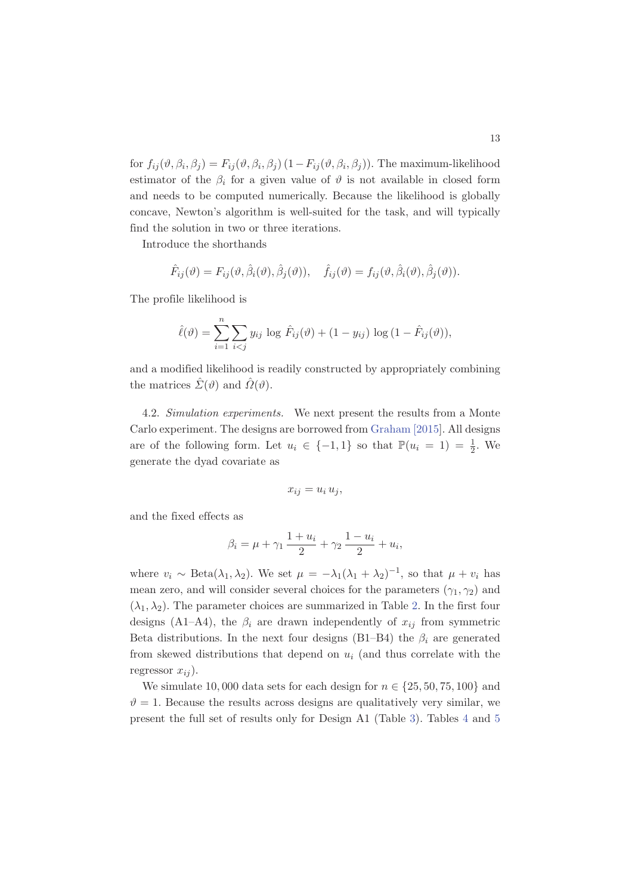for $f_{ij}(\vartheta, \beta_i, \beta_j) = F_{ij}(\vartheta, \beta_i, \beta_j)\,(1 - F_{ij}(\vartheta, \beta_i, \beta_j))$. The maximum-likelihood estimator of the $\beta_i$ for a given value of $\vartheta$ is not available in closed form and needs to be computed numerically. Because the likelihood is globally concave, Newton's algorithm is well-suited for the task, and will typically find the solution in two or three iterations.

Introduce the shorthands

$$\hat{F}_{ij}(\vartheta) = F_{ij}(\vartheta, \hat{\beta}_i(\vartheta), \hat{\beta}_j(\vartheta)), \quad \hat{f}_{ij}(\vartheta) = f_{ij}(\vartheta, \hat{\beta}_i(\vartheta), \hat{\beta}_j(\vartheta)).$$

The profile likelihood is

$$\hat{\ell}(\vartheta) = \sum_{i=1}^{n} \sum_{i<j} y_{ij} \, \log \, \hat{F}_{ij}(\vartheta) + (1 - y_{ij}) \, \log \, (1 - \hat{F}_{ij}(\vartheta)),$$

and a modified likelihood is readily constructed by appropriately combining the matrices $\hat{\Sigma}(\vartheta)$ and $\hat{\Omega}(\vartheta)$.

4.2. *Simulation experiments.* We next present the results from a Monte Carlo experiment. The designs are borrowed from Graham [2015]. All designs are of the following form. Let $u_i \in \{-1, 1\}$ so that $\mathbb{P}(u_i = 1) = \frac{1}{2}$. We generate the dyad covariate as

$$x_{ij} = u_i \, u_j,$$

and the fixed effects as

$$\beta_i = \mu + \gamma_1 \, \frac{1 + u_i}{2} + \gamma_2 \, \frac{1 - u_i}{2} + u_i,$$

where $v_i \sim \text{Beta}(\lambda_1, \lambda_2)$. We set $\mu = -\lambda_1(\lambda_1 + \lambda_2)^{-1}$, so that $\mu + v_i$ has mean zero, and will consider several choices for the parameters $(\gamma_1, \gamma_2)$ and $(\lambda_1, \lambda_2)$. The parameter choices are summarized in Table 2. In the first four designs (A1–A4), the $\beta_i$ are drawn independently of $x_{ij}$ from symmetric Beta distributions. In the next four designs (B1–B4) the $\beta_i$ are generated from skewed distributions that depend on $u_i$ (and thus correlate with the regressor $x_{ij}$).

We simulate 10,000 data sets for each design for $n \in \{25, 50, 75, 100\}$ and $\vartheta = 1$. Because the results across designs are qualitatively very similar, we present the full set of results only for Design A1 (Table 3). Tables 4 and 5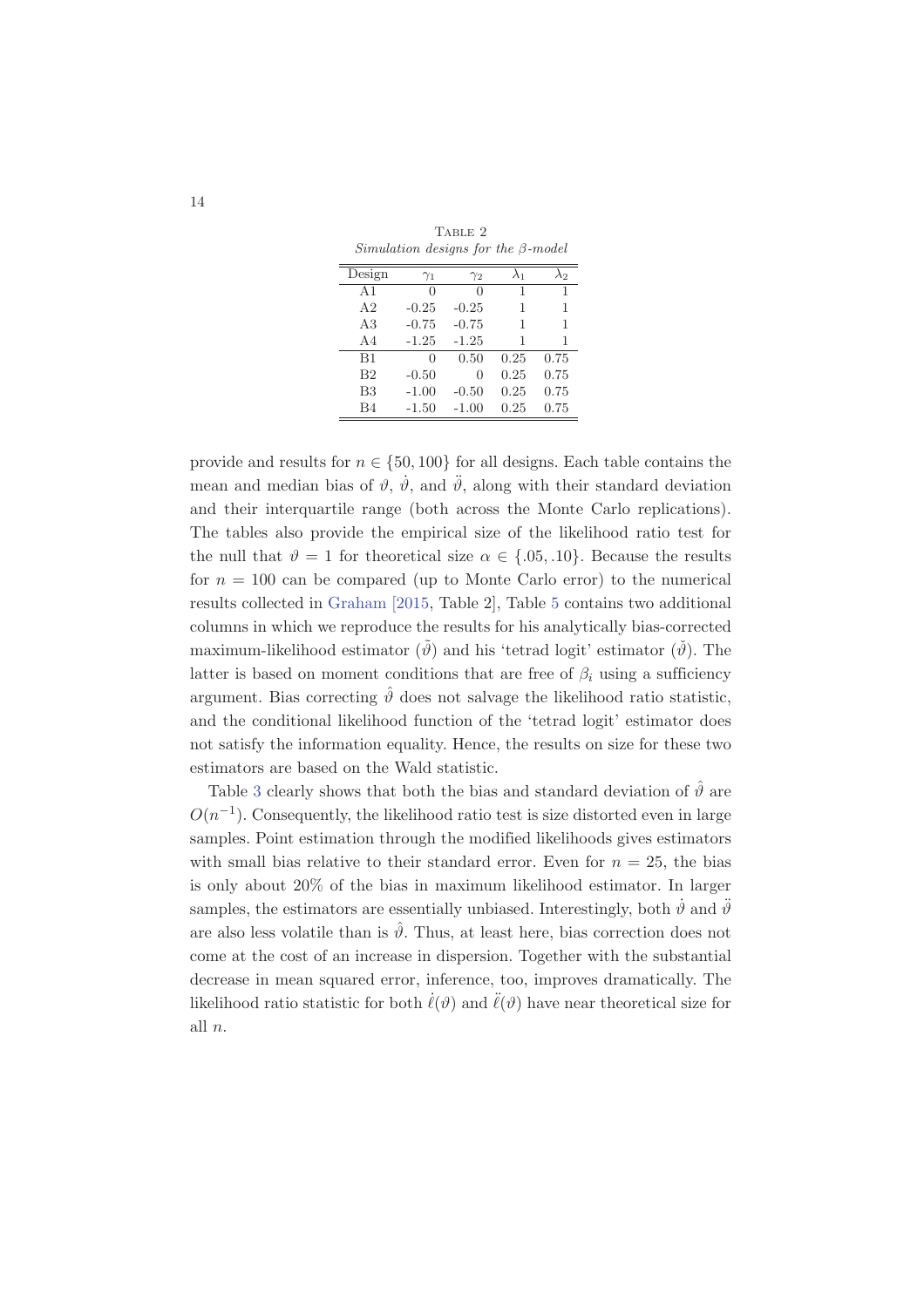TABLE 2
*Simulation designs for the $\beta$-model*

| Design | $\gamma_1$ | $\gamma_2$ | $\lambda_1$ | $\lambda_2$ |
|---|---|---|---|---|
| A1 | 0 | 0 | 1 | 1 |
| A2 | -0.25 | -0.25 | 1 | 1 |
| A3 | -0.75 | -0.75 | 1 | 1 |
| A4 | -1.25 | -1.25 | 1 | 1 |
| B1 | 0 | 0.50 | 0.25 | 0.75 |
| B2 | -0.50 | 0 | 0.25 | 0.75 |
| B3 | -1.00 | -0.50 | 0.25 | 0.75 |
| B4 | -1.50 | -1.00 | 0.25 | 0.75 |

provide and results for $n \in \{50, 100\}$ for all designs. Each table contains the mean and median bias of $\vartheta$, $\dot{\vartheta}$, and $\ddot{\vartheta}$, along with their standard deviation and their interquartile range (both across the Monte Carlo replications). The tables also provide the empirical size of the likelihood ratio test for the null that $\vartheta = 1$ for theoretical size $\alpha \in \{.05, .10\}$. Because the results for $n = 100$ can be compared (up to Monte Carlo error) to the numerical results collected in Graham [2015, Table 2], Table 5 contains two additional columns in which we reproduce the results for his analytically bias-corrected maximum-likelihood estimator ($\tilde{\vartheta}$) and his 'tetrad logit' estimator ($\check{\vartheta}$). The latter is based on moment conditions that are free of $\beta_i$ using a sufficiency argument. Bias correcting $\hat{\vartheta}$ does not salvage the likelihood ratio statistic, and the conditional likelihood function of the 'tetrad logit' estimator does not satisfy the information equality. Hence, the results on size for these two estimators are based on the Wald statistic.

Table 3 clearly shows that both the bias and standard deviation of $\hat{\vartheta}$ are $O(n^{-1})$. Consequently, the likelihood ratio test is size distorted even in large samples. Point estimation through the modified likelihoods gives estimators with small bias relative to their standard error. Even for $n = 25$, the bias is only about 20% of the bias in maximum likelihood estimator. In larger samples, the estimators are essentially unbiased. Interestingly, both $\dot{\vartheta}$ and $\ddot{\vartheta}$ are also less volatile than is $\hat{\vartheta}$. Thus, at least here, bias correction does not come at the cost of an increase in dispersion. Together with the substantial decrease in mean squared error, inference, too, improves dramatically. The likelihood ratio statistic for both $\dot{\ell}(\vartheta)$ and $\ddot{\ell}(\vartheta)$ have near theoretical size for all $n$.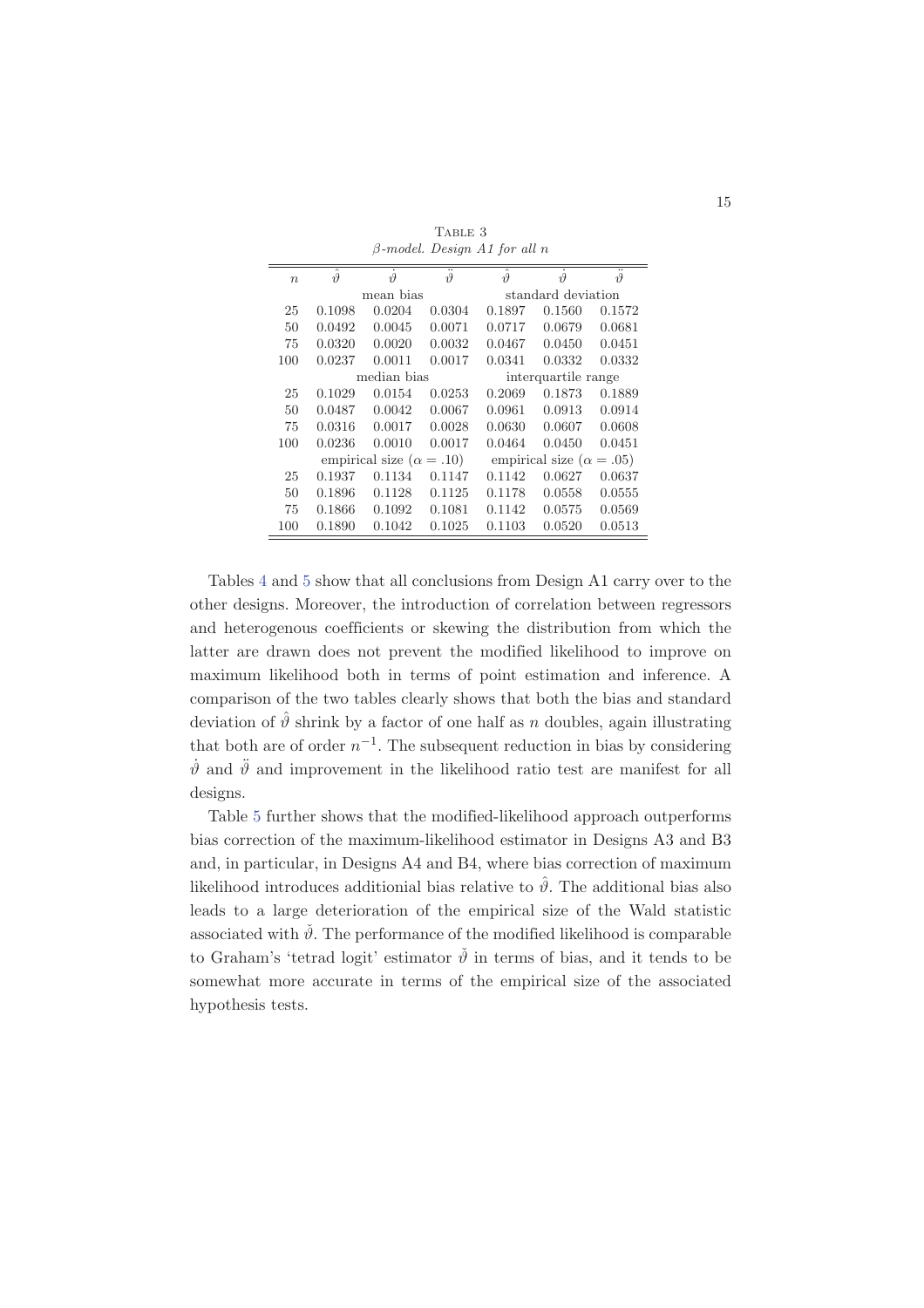TABLE 3
*β-model. Design A1 for all n*

| $n$ | $\hat{\vartheta}$ | $\dot{\vartheta}$ | $\ddot{\vartheta}$ | $\hat{\vartheta}$ | $\dot{\vartheta}$ | $\ddot{\vartheta}$ |
|---|---|---|---|---|---|---|
| | mean bias | | | standard deviation | | |
| 25 | 0.1098 | 0.0204 | 0.0304 | 0.1897 | 0.1560 | 0.1572 |
| 50 | 0.0492 | 0.0045 | 0.0071 | 0.0717 | 0.0679 | 0.0681 |
| 75 | 0.0320 | 0.0020 | 0.0032 | 0.0467 | 0.0450 | 0.0451 |
| 100 | 0.0237 | 0.0011 | 0.0017 | 0.0341 | 0.0332 | 0.0332 |
| | median bias | | | interquartile range | | |
| 25 | 0.1029 | 0.0154 | 0.0253 | 0.2069 | 0.1873 | 0.1889 |
| 50 | 0.0487 | 0.0042 | 0.0067 | 0.0961 | 0.0913 | 0.0914 |
| 75 | 0.0316 | 0.0017 | 0.0028 | 0.0630 | 0.0607 | 0.0608 |
| 100 | 0.0236 | 0.0010 | 0.0017 | 0.0464 | 0.0450 | 0.0451 |
| | empirical size ($\alpha = .10$) | | | empirical size ($\alpha = .05$) | | |
| 25 | 0.1937 | 0.1134 | 0.1147 | 0.1142 | 0.0627 | 0.0637 |
| 50 | 0.1896 | 0.1128 | 0.1125 | 0.1178 | 0.0558 | 0.0555 |
| 75 | 0.1866 | 0.1092 | 0.1081 | 0.1142 | 0.0575 | 0.0569 |
| 100 | 0.1890 | 0.1042 | 0.1025 | 0.1103 | 0.0520 | 0.0513 |

Tables 4 and 5 show that all conclusions from Design A1 carry over to the other designs. Moreover, the introduction of correlation between regressors and heterogenous coefficients or skewing the distribution from which the latter are drawn does not prevent the modified likelihood to improve on maximum likelihood both in terms of point estimation and inference. A comparison of the two tables clearly shows that both the bias and standard deviation of $\hat{\vartheta}$ shrink by a factor of one half as $n$ doubles, again illustrating that both are of order $n^{-1}$. The subsequent reduction in bias by considering $\dot{\vartheta}$ and $\ddot{\vartheta}$ and improvement in the likelihood ratio test are manifest for all designs.

Table 5 further shows that the modified-likelihood approach outperforms bias correction of the maximum-likelihood estimator in Designs A3 and B3 and, in particular, in Designs A4 and B4, where bias correction of maximum likelihood introduces additionial bias relative to $\hat{\vartheta}$. The additional bias also leads to a large deterioration of the empirical size of the Wald statistic associated with $\check{\vartheta}$. The performance of the modified likelihood is comparable to Graham's 'tetrad logit' estimator $\check{\vartheta}$ in terms of bias, and it tends to be somewhat more accurate in terms of the empirical size of the associated hypothesis tests.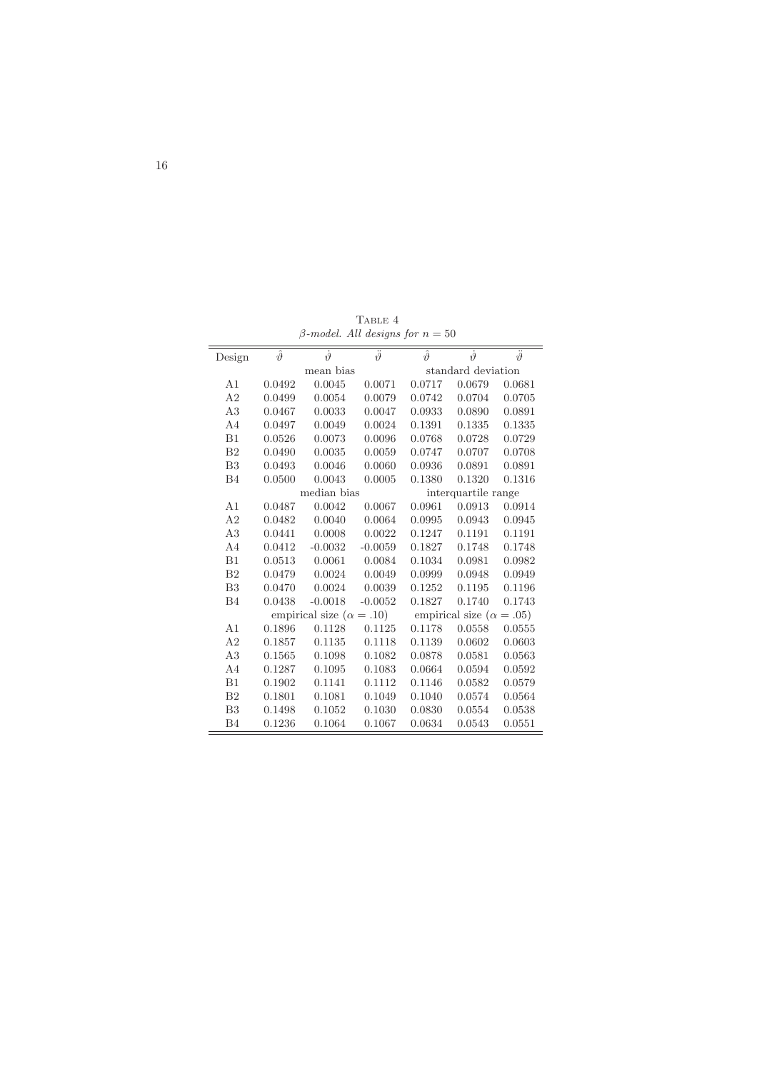TABLE 4
*$\beta$-model. All designs for $n = 50$*

| Design | $\hat{\vartheta}$ | $\dot{\vartheta}$ | $\ddot{\vartheta}$ | $\hat{\vartheta}$ | $\dot{\vartheta}$ | $\ddot{\vartheta}$ |
|---|---|---|---|---|---|---|
| | mean bias | | | standard deviation | | |
| A1 | 0.0492 | 0.0045 | 0.0071 | 0.0717 | 0.0679 | 0.0681 |
| A2 | 0.0499 | 0.0054 | 0.0079 | 0.0742 | 0.0704 | 0.0705 |
| A3 | 0.0467 | 0.0033 | 0.0047 | 0.0933 | 0.0890 | 0.0891 |
| A4 | 0.0497 | 0.0049 | 0.0024 | 0.1391 | 0.1335 | 0.1335 |
| B1 | 0.0526 | 0.0073 | 0.0096 | 0.0768 | 0.0728 | 0.0729 |
| B2 | 0.0490 | 0.0035 | 0.0059 | 0.0747 | 0.0707 | 0.0708 |
| B3 | 0.0493 | 0.0046 | 0.0060 | 0.0936 | 0.0891 | 0.0891 |
| B4 | 0.0500 | 0.0043 | 0.0005 | 0.1380 | 0.1320 | 0.1316 |
| | median bias | | | interquartile range | | |
| A1 | 0.0487 | 0.0042 | 0.0067 | 0.0961 | 0.0913 | 0.0914 |
| A2 | 0.0482 | 0.0040 | 0.0064 | 0.0995 | 0.0943 | 0.0945 |
| A3 | 0.0441 | 0.0008 | 0.0022 | 0.1247 | 0.1191 | 0.1191 |
| A4 | 0.0412 | -0.0032 | -0.0059 | 0.1827 | 0.1748 | 0.1748 |
| B1 | 0.0513 | 0.0061 | 0.0084 | 0.1034 | 0.0981 | 0.0982 |
| B2 | 0.0479 | 0.0024 | 0.0049 | 0.0999 | 0.0948 | 0.0949 |
| B3 | 0.0470 | 0.0024 | 0.0039 | 0.1252 | 0.1195 | 0.1196 |
| B4 | 0.0438 | -0.0018 | -0.0052 | 0.1827 | 0.1740 | 0.1743 |
| | empirical size ($\alpha = .10$) | | | empirical size ($\alpha = .05$) | | |
| A1 | 0.1896 | 0.1128 | 0.1125 | 0.1178 | 0.0558 | 0.0555 |
| A2 | 0.1857 | 0.1135 | 0.1118 | 0.1139 | 0.0602 | 0.0603 |
| A3 | 0.1565 | 0.1098 | 0.1082 | 0.0878 | 0.0581 | 0.0563 |
| A4 | 0.1287 | 0.1095 | 0.1083 | 0.0664 | 0.0594 | 0.0592 |
| B1 | 0.1902 | 0.1141 | 0.1112 | 0.1146 | 0.0582 | 0.0579 |
| B2 | 0.1801 | 0.1081 | 0.1049 | 0.1040 | 0.0574 | 0.0564 |
| B3 | 0.1498 | 0.1052 | 0.1030 | 0.0830 | 0.0554 | 0.0538 |
| B4 | 0.1236 | 0.1064 | 0.1067 | 0.0634 | 0.0543 | 0.0551 |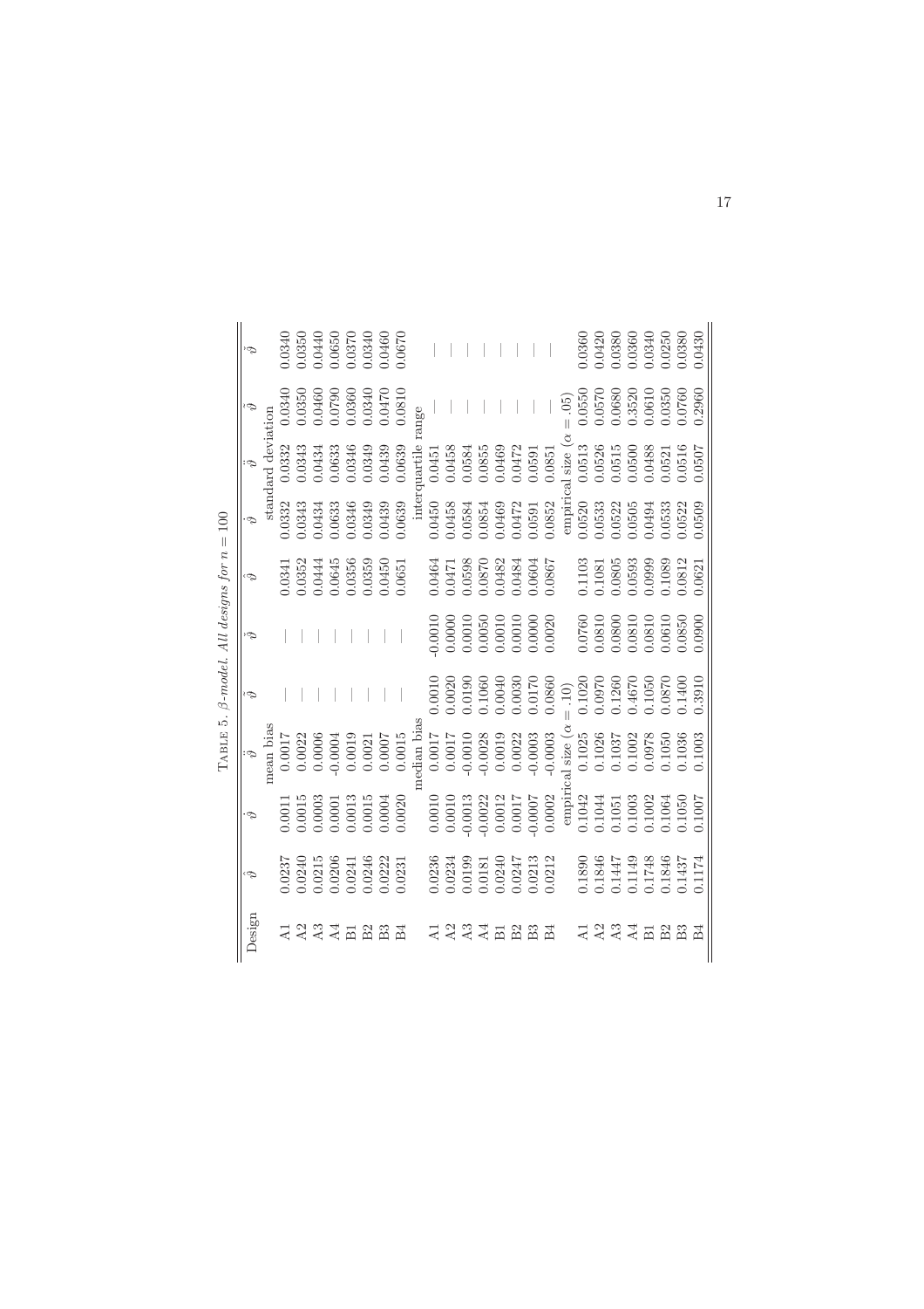TABLE 5. *β-model. All designs for $n = 100$*

| Design | $\hat{\vartheta}$ | $\dot{\vartheta}$ | $\ddot{\vartheta}$ | $\check{\vartheta}$ | $\tilde{\vartheta}$ | $\hat{\vartheta}$ | $\dot{\vartheta}$ | $\ddot{\vartheta}$ | $\check{\vartheta}$ | $\tilde{\vartheta}$ |
|---|---|---|---|---|---|---|---|---|---|---|
| | mean bias | | | | | standard deviation | | | | |
| A1 | 0.0237 | 0.0011 | 0.0017 | — | — | 0.0341 | 0.0332 | 0.0332 | 0.0340 | 0.0340 |
| A2 | 0.0240 | 0.0015 | 0.0022 | — | — | 0.0352 | 0.0343 | 0.0343 | 0.0350 | 0.0350 |
| A3 | 0.0215 | 0.0003 | 0.0006 | — | — | 0.0444 | 0.0434 | 0.0434 | 0.0460 | 0.0440 |
| A4 | 0.0206 | 0.0001 | -0.0004 | — | — | 0.0645 | 0.0633 | 0.0633 | 0.0790 | 0.0650 |
| B1 | 0.0241 | 0.0013 | 0.0019 | — | — | 0.0356 | 0.0346 | 0.0346 | 0.0360 | 0.0370 |
| B2 | 0.0246 | 0.0015 | 0.0021 | — | — | 0.0359 | 0.0349 | 0.0349 | 0.0340 | 0.0340 |
| B3 | 0.0222 | 0.0004 | 0.0007 | — | — | 0.0450 | 0.0439 | 0.0439 | 0.0470 | 0.0460 |
| B4 | 0.0231 | 0.0020 | 0.0015 | — | — | 0.0651 | 0.0639 | 0.0639 | 0.0810 | 0.0670 |
| | median bias | | | | | interquartile range | | | | |
| A1 | 0.0236 | 0.0010 | 0.0017 | 0.0010 | -0.0010 | 0.0464 | 0.0450 | 0.0451 | — | — |
| A2 | 0.0234 | 0.0010 | 0.0017 | 0.0020 | 0.0000 | 0.0471 | 0.0458 | 0.0458 | — | — |
| A3 | 0.0199 | -0.0013 | -0.0010 | 0.0190 | 0.0010 | 0.0598 | 0.0584 | 0.0584 | — | — |
| A4 | 0.0181 | -0.0022 | -0.0028 | 0.1060 | 0.0050 | 0.0870 | 0.0854 | 0.0855 | — | — |
| B1 | 0.0240 | 0.0012 | 0.0019 | 0.0040 | 0.0010 | 0.0482 | 0.0469 | 0.0469 | — | — |
| B2 | 0.0247 | 0.0017 | 0.0022 | 0.0030 | 0.0010 | 0.0484 | 0.0472 | 0.0472 | — | — |
| B3 | 0.0213 | -0.0007 | -0.0003 | 0.0170 | 0.0000 | 0.0604 | 0.0591 | 0.0591 | — | — |
| B4 | 0.0212 | 0.0002 | -0.0003 | 0.0860 | 0.0020 | 0.0867 | 0.0852 | 0.0851 | — | — |
| | empirical size ($\alpha = .10$) | | | | | empirical size ($\alpha = .05$) | | | | |
| A1 | 0.1890 | 0.1042 | 0.1025 | 0.1020 | 0.0760 | 0.1103 | 0.0520 | 0.0513 | 0.0550 | 0.0360 |
| A2 | 0.1846 | 0.1044 | 0.1026 | 0.0970 | 0.0810 | 0.1081 | 0.0533 | 0.0526 | 0.0570 | 0.0420 |
| A3 | 0.1447 | 0.1051 | 0.1037 | 0.1260 | 0.0800 | 0.0805 | 0.0522 | 0.0515 | 0.0680 | 0.0380 |
| A4 | 0.1149 | 0.1003 | 0.1002 | 0.4670 | 0.0810 | 0.0593 | 0.0505 | 0.0500 | 0.3520 | 0.0360 |
| B1 | 0.1748 | 0.1002 | 0.0978 | 0.1050 | 0.0810 | 0.0999 | 0.0494 | 0.0488 | 0.0610 | 0.0340 |
| B2 | 0.1846 | 0.1064 | 0.1050 | 0.0870 | 0.0610 | 0.1089 | 0.0533 | 0.0521 | 0.0350 | 0.0250 |
| B3 | 0.1437 | 0.1050 | 0.1036 | 0.1400 | 0.0850 | 0.0812 | 0.0522 | 0.0516 | 0.0760 | 0.0380 |
| B4 | 0.1174 | 0.1007 | 0.1003 | 0.3910 | 0.0900 | 0.0621 | 0.0509 | 0.0507 | 0.2960 | 0.0430 |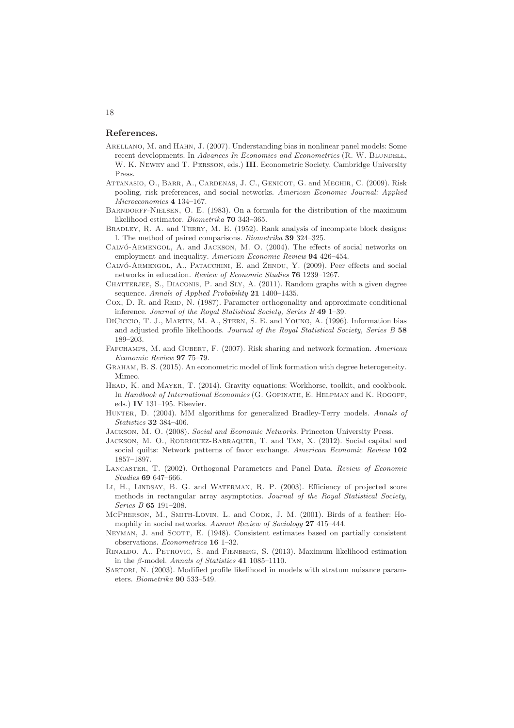## References.

Arellano, M. and Hahn, J. (2007). Understanding bias in nonlinear panel models: Some recent developments. In *Advances In Economics and Econometrics* (R. W. Blundell, W. K. Newey and T. Persson, eds.) **III**. Econometric Society. Cambridge University Press.

Attanasio, O., Barr, A., Cardenas, J. C., Genicot, G. and Meghir, C. (2009). Risk pooling, risk preferences, and social networks. *American Economic Journal: Applied Microeconomics* **4** 134–167.

Barndorff-Nielsen, O. E. (1983). On a formula for the distribution of the maximum likelihood estimator. *Biometrika* **70** 343–365.

Bradley, R. A. and Terry, M. E. (1952). Rank analysis of incomplete block designs: I. The method of paired comparisons. *Biometrika* **39** 324–325.

Calvó-Armengol, A. and Jackson, M. O. (2004). The effects of social networks on employment and inequality. *American Economic Review* **94** 426–454.

Calvó-Armengol, A., Patacchini, E. and Zenou, Y. (2009). Peer effects and social networks in education. *Review of Economic Studies* **76** 1239–1267.

Chatterjee, S., Diaconis, P. and Sly, A. (2011). Random graphs with a given degree sequence. *Annals of Applied Probability* **21** 1400–1435.

Cox, D. R. and Reid, N. (1987). Parameter orthogonality and approximate conditional inference. *Journal of the Royal Statistical Society, Series B* **49** 1–39.

DiCiccio, T. J., Martin, M. A., Stern, S. E. and Young, A. (1996). Information bias and adjusted profile likelihoods. *Journal of the Royal Statistical Society, Series B* **58** 189–203.

Fafchamps, M. and Gubert, F. (2007). Risk sharing and network formation. *American Economic Review* **97** 75–79.

Graham, B. S. (2015). An econometric model of link formation with degree heterogeneity. Mimeo.

Head, K. and Mayer, T. (2014). Gravity equations: Workhorse, toolkit, and cookbook. In *Handbook of International Economics* (G. Gopinath, E. Helpman and K. Rogoff, eds.) **IV** 131–195. Elsevier.

Hunter, D. (2004). MM algorithms for generalized Bradley-Terry models. *Annals of Statistics* **32** 384–406.

Jackson, M. O. (2008). *Social and Economic Networks*. Princeton University Press.

Jackson, M. O., Rodriguez-Barraquer, T. and Tan, X. (2012). Social capital and social quilts: Network patterns of favor exchange. *American Economic Review* **102** 1857–1897.

Lancaster, T. (2002). Orthogonal Parameters and Panel Data. *Review of Economic Studies* **69** 647–666.

Li, H., Lindsay, B. G. and Waterman, R. P. (2003). Efficiency of projected score methods in rectangular array asymptotics. *Journal of the Royal Statistical Society, Series B* **65** 191–208.

McPherson, M., Smith-Lovin, L. and Cook, J. M. (2001). Birds of a feather: Homophily in social networks. *Annual Review of Sociology* **27** 415–444.

Neyman, J. and Scott, E. (1948). Consistent estimates based on partially consistent observations. *Econometrica* **16** 1–32.

Rinaldo, A., Petrovic, S. and Fienberg, S. (2013). Maximum likelihood estimation in the $\beta$-model. *Annals of Statistics* **41** 1085–1110.

Sartori, N. (2003). Modified profile likelihood in models with stratum nuisance parameters. *Biometrika* **90** 533–549.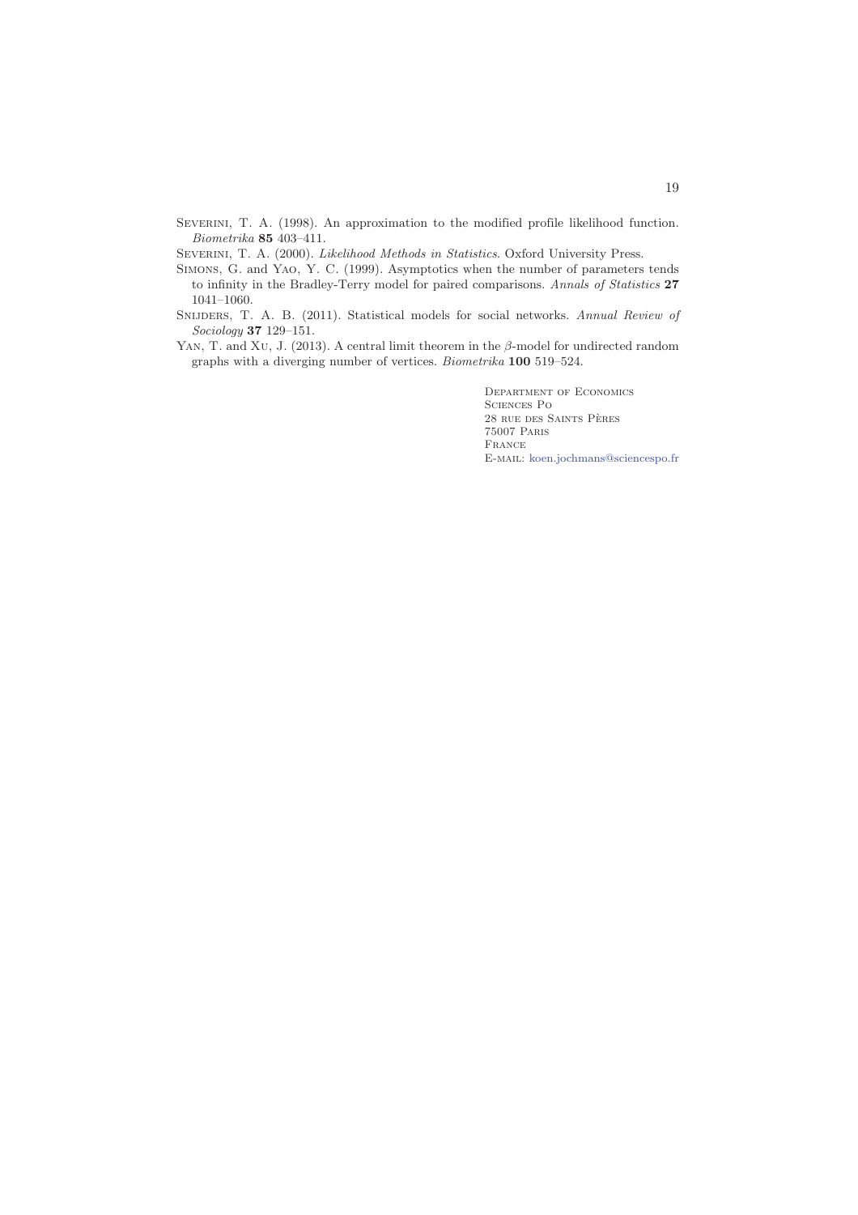Severini, T. A. (1998). An approximation to the modified profile likelihood function. *Biometrika* **85** 403–411.

Severini, T. A. (2000). *Likelihood Methods in Statistics*. Oxford University Press.

Simons, G. and Yao, Y. C. (1999). Asymptotics when the number of parameters tends to infinity in the Bradley-Terry model for paired comparisons. *Annals of Statistics* **27** 1041–1060.

Snijders, T. A. B. (2011). Statistical models for social networks. *Annual Review of Sociology* **37** 129–151.

Yan, T. and Xu, J. (2013). A central limit theorem in the $\beta$-model for undirected random graphs with a diverging number of vertices. *Biometrika* **100** 519–524.

Department of Economics
Sciences Po
28 rue des Saints Pères
75007 Paris
France
E-mail: koen.jochmans@sciencespo.fr